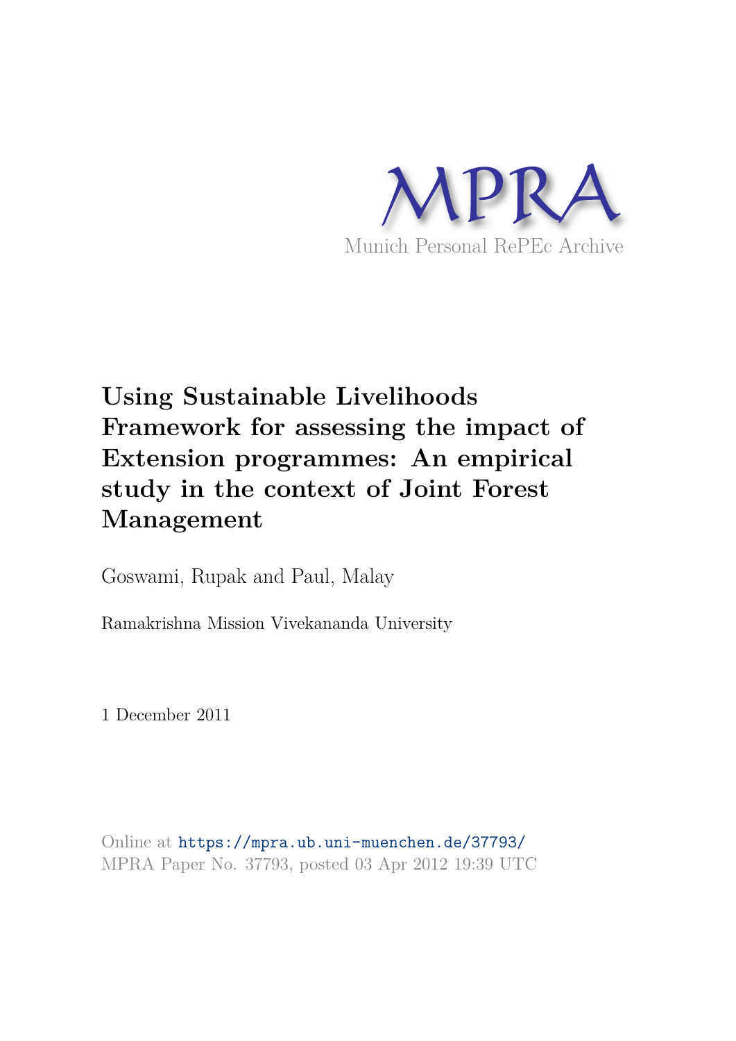MPRA

Munich Personal RePEc Archive

# Using Sustainable Livelihoods Framework for assessing the impact of Extension programmes: An empirical study in the context of Joint Forest Management

Goswami, Rupak and Paul, Malay

Ramakrishna Mission Vivekananda University

1 December 2011

Online at https://mpra.ub.uni-muenchen.de/37793/
MPRA Paper No. 37793, posted 03 Apr 2012 19:39 UTC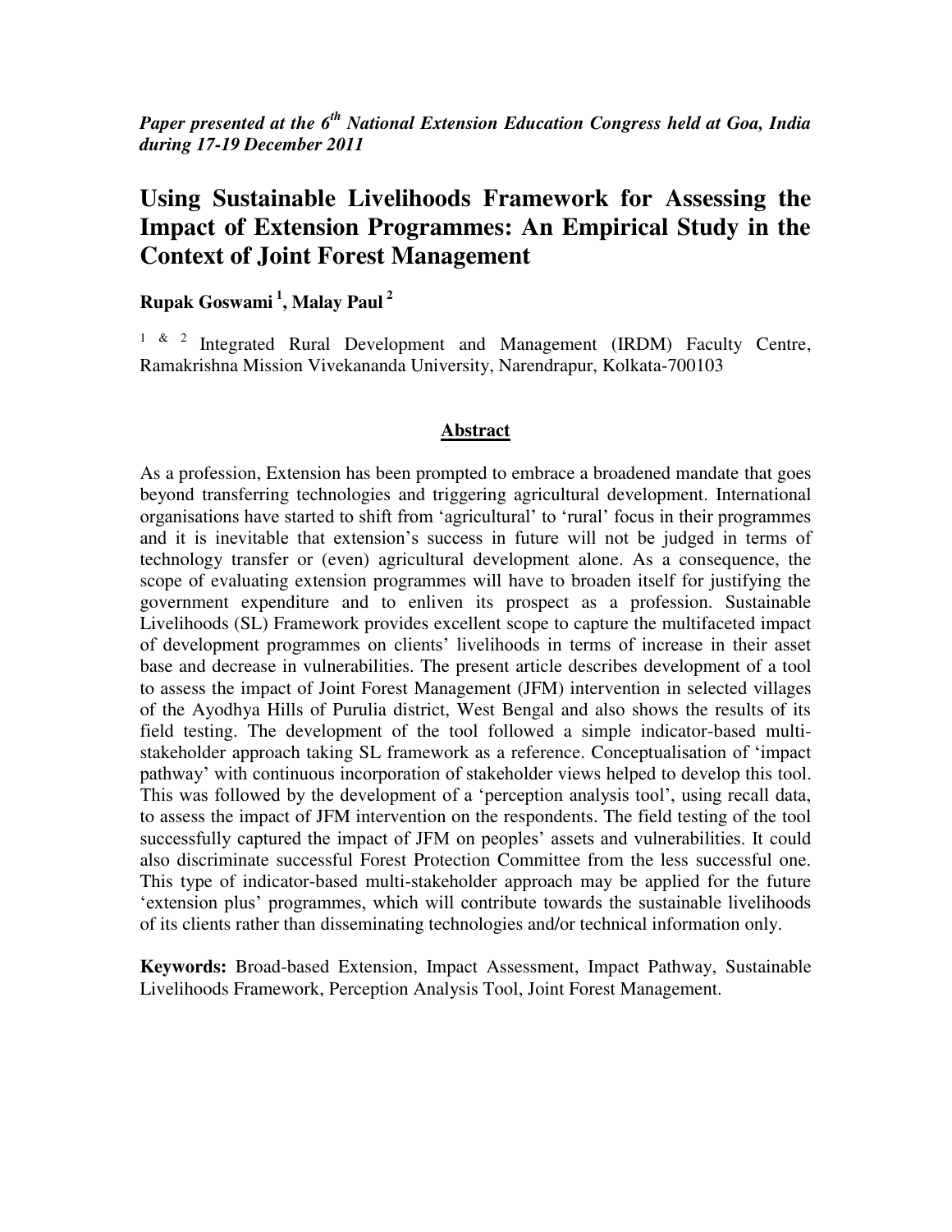*Paper presented at the 6th National Extension Education Congress held at Goa, India during 17-19 December 2011*

# Using Sustainable Livelihoods Framework for Assessing the Impact of Extension Programmes: An Empirical Study in the Context of Joint Forest Management

**Rupak Goswami [1], Malay Paul [2]**

[1 & 2] Integrated Rural Development and Management (IRDM) Faculty Centre, Ramakrishna Mission Vivekananda University, Narendrapur, Kolkata-700103

## Abstract

As a profession, Extension has been prompted to embrace a broadened mandate that goes beyond transferring technologies and triggering agricultural development. International organisations have started to shift from 'agricultural' to 'rural' focus in their programmes and it is inevitable that extension's success in future will not be judged in terms of technology transfer or (even) agricultural development alone. As a consequence, the scope of evaluating extension programmes will have to broaden itself for justifying the government expenditure and to enliven its prospect as a profession. Sustainable Livelihoods (SL) Framework provides excellent scope to capture the multifaceted impact of development programmes on clients' livelihoods in terms of increase in their asset base and decrease in vulnerabilities. The present article describes development of a tool to assess the impact of Joint Forest Management (JFM) intervention in selected villages of the Ayodhya Hills of Purulia district, West Bengal and also shows the results of its field testing. The development of the tool followed a simple indicator-based multi-stakeholder approach taking SL framework as a reference. Conceptualisation of 'impact pathway' with continuous incorporation of stakeholder views helped to develop this tool. This was followed by the development of a 'perception analysis tool', using recall data, to assess the impact of JFM intervention on the respondents. The field testing of the tool successfully captured the impact of JFM on peoples' assets and vulnerabilities. It could also discriminate successful Forest Protection Committee from the less successful one. This type of indicator-based multi-stakeholder approach may be applied for the future 'extension plus' programmes, which will contribute towards the sustainable livelihoods of its clients rather than disseminating technologies and/or technical information only.

**Keywords:** Broad-based Extension, Impact Assessment, Impact Pathway, Sustainable Livelihoods Framework, Perception Analysis Tool, Joint Forest Management.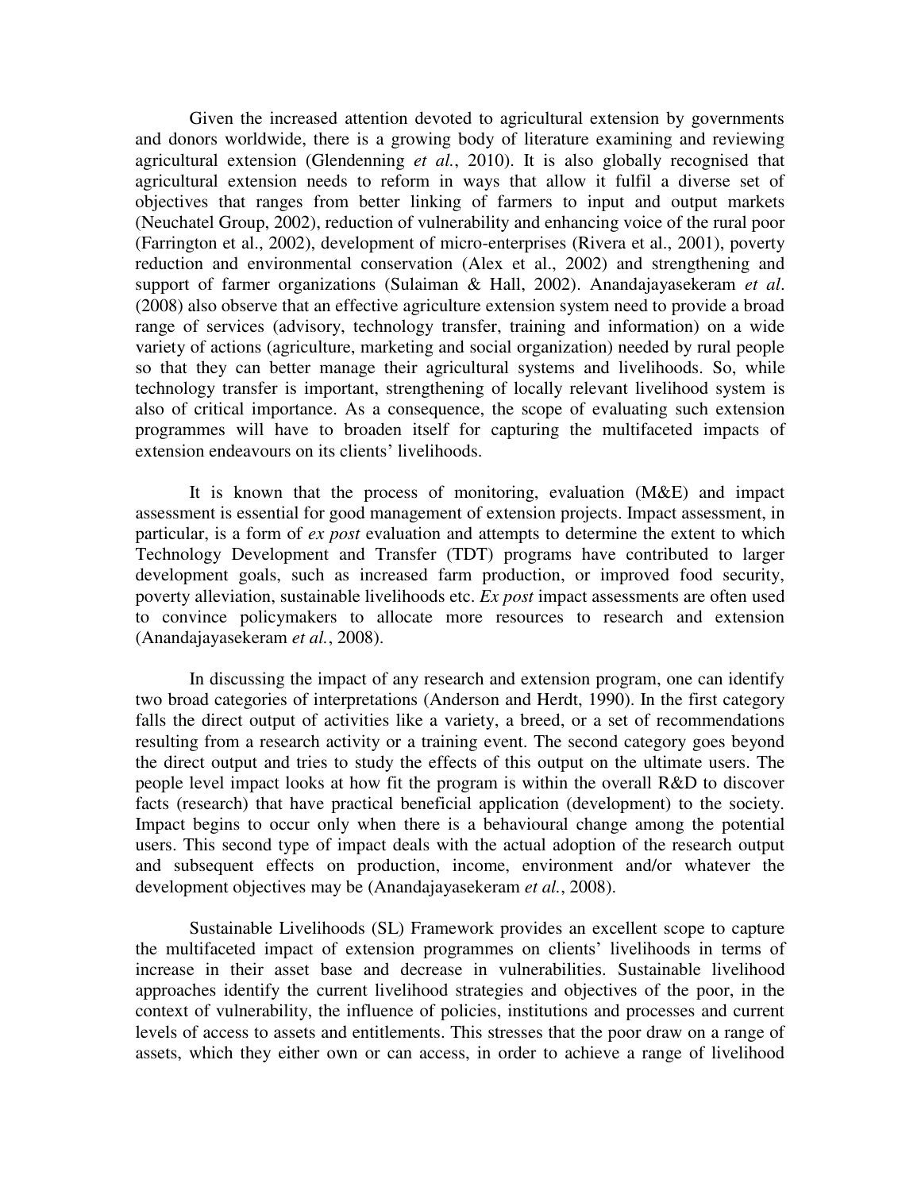Given the increased attention devoted to agricultural extension by governments and donors worldwide, there is a growing body of literature examining and reviewing agricultural extension (Glendenning *et al.*, 2010). It is also globally recognised that agricultural extension needs to reform in ways that allow it fulfil a diverse set of objectives that ranges from better linking of farmers to input and output markets (Neuchatel Group, 2002), reduction of vulnerability and enhancing voice of the rural poor (Farrington et al., 2002), development of micro-enterprises (Rivera et al., 2001), poverty reduction and environmental conservation (Alex et al., 2002) and strengthening and support of farmer organizations (Sulaiman & Hall, 2002). Anandajayasekeram *et al*. (2008) also observe that an effective agriculture extension system need to provide a broad range of services (advisory, technology transfer, training and information) on a wide variety of actions (agriculture, marketing and social organization) needed by rural people so that they can better manage their agricultural systems and livelihoods. So, while technology transfer is important, strengthening of locally relevant livelihood system is also of critical importance. As a consequence, the scope of evaluating such extension programmes will have to broaden itself for capturing the multifaceted impacts of extension endeavours on its clients' livelihoods.

It is known that the process of monitoring, evaluation (M&E) and impact assessment is essential for good management of extension projects. Impact assessment, in particular, is a form of *ex post* evaluation and attempts to determine the extent to which Technology Development and Transfer (TDT) programs have contributed to larger development goals, such as increased farm production, or improved food security, poverty alleviation, sustainable livelihoods etc. *Ex post* impact assessments are often used to convince policymakers to allocate more resources to research and extension (Anandajayasekeram *et al.*, 2008).

In discussing the impact of any research and extension program, one can identify two broad categories of interpretations (Anderson and Herdt, 1990). In the first category falls the direct output of activities like a variety, a breed, or a set of recommendations resulting from a research activity or a training event. The second category goes beyond the direct output and tries to study the effects of this output on the ultimate users. The people level impact looks at how fit the program is within the overall R&D to discover facts (research) that have practical beneficial application (development) to the society. Impact begins to occur only when there is a behavioural change among the potential users. This second type of impact deals with the actual adoption of the research output and subsequent effects on production, income, environment and/or whatever the development objectives may be (Anandajayasekeram *et al.*, 2008).

Sustainable Livelihoods (SL) Framework provides an excellent scope to capture the multifaceted impact of extension programmes on clients' livelihoods in terms of increase in their asset base and decrease in vulnerabilities. Sustainable livelihood approaches identify the current livelihood strategies and objectives of the poor, in the context of vulnerability, the influence of policies, institutions and processes and current levels of access to assets and entitlements. This stresses that the poor draw on a range of assets, which they either own or can access, in order to achieve a range of livelihood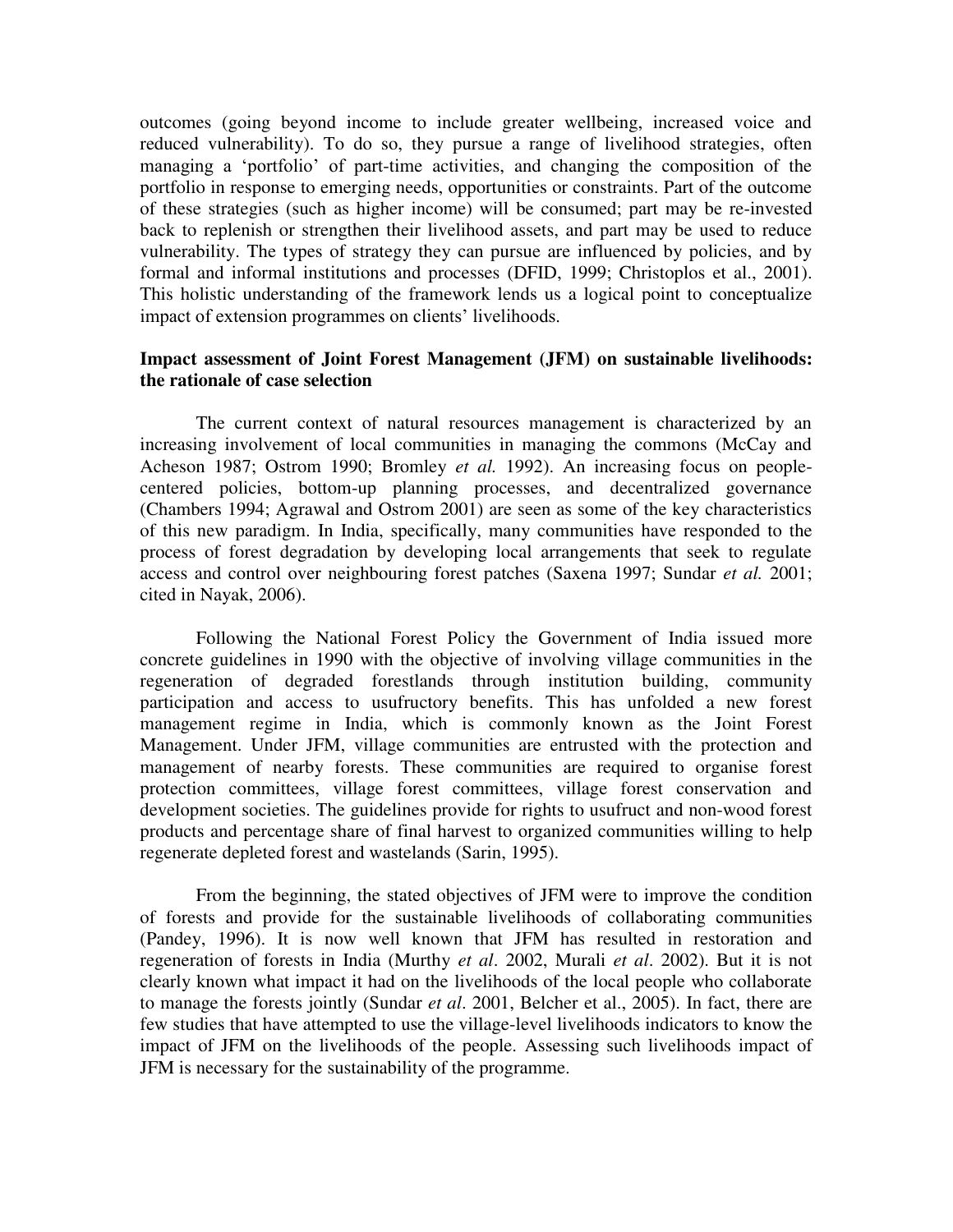outcomes (going beyond income to include greater wellbeing, increased voice and reduced vulnerability). To do so, they pursue a range of livelihood strategies, often managing a 'portfolio' of part-time activities, and changing the composition of the portfolio in response to emerging needs, opportunities or constraints. Part of the outcome of these strategies (such as higher income) will be consumed; part may be re-invested back to replenish or strengthen their livelihood assets, and part may be used to reduce vulnerability. The types of strategy they can pursue are influenced by policies, and by formal and informal institutions and processes (DFID, 1999; Christoplos et al., 2001). This holistic understanding of the framework lends us a logical point to conceptualize impact of extension programmes on clients' livelihoods.

**Impact assessment of Joint Forest Management (JFM) on sustainable livelihoods: the rationale of case selection**

The current context of natural resources management is characterized by an increasing involvement of local communities in managing the commons (McCay and Acheson 1987; Ostrom 1990; Bromley *et al.* 1992). An increasing focus on people-centered policies, bottom-up planning processes, and decentralized governance (Chambers 1994; Agrawal and Ostrom 2001) are seen as some of the key characteristics of this new paradigm. In India, specifically, many communities have responded to the process of forest degradation by developing local arrangements that seek to regulate access and control over neighbouring forest patches (Saxena 1997; Sundar *et al.* 2001; cited in Nayak, 2006).

Following the National Forest Policy the Government of India issued more concrete guidelines in 1990 with the objective of involving village communities in the regeneration of degraded forestlands through institution building, community participation and access to usufructory benefits. This has unfolded a new forest management regime in India, which is commonly known as the Joint Forest Management. Under JFM, village communities are entrusted with the protection and management of nearby forests. These communities are required to organise forest protection committees, village forest committees, village forest conservation and development societies. The guidelines provide for rights to usufruct and non-wood forest products and percentage share of final harvest to organized communities willing to help regenerate depleted forest and wastelands (Sarin, 1995).

From the beginning, the stated objectives of JFM were to improve the condition of forests and provide for the sustainable livelihoods of collaborating communities (Pandey, 1996). It is now well known that JFM has resulted in restoration and regeneration of forests in India (Murthy *et al*. 2002, Murali *et al*. 2002). But it is not clearly known what impact it had on the livelihoods of the local people who collaborate to manage the forests jointly (Sundar *et al*. 2001, Belcher et al., 2005). In fact, there are few studies that have attempted to use the village-level livelihoods indicators to know the impact of JFM on the livelihoods of the people. Assessing such livelihoods impact of JFM is necessary for the sustainability of the programme.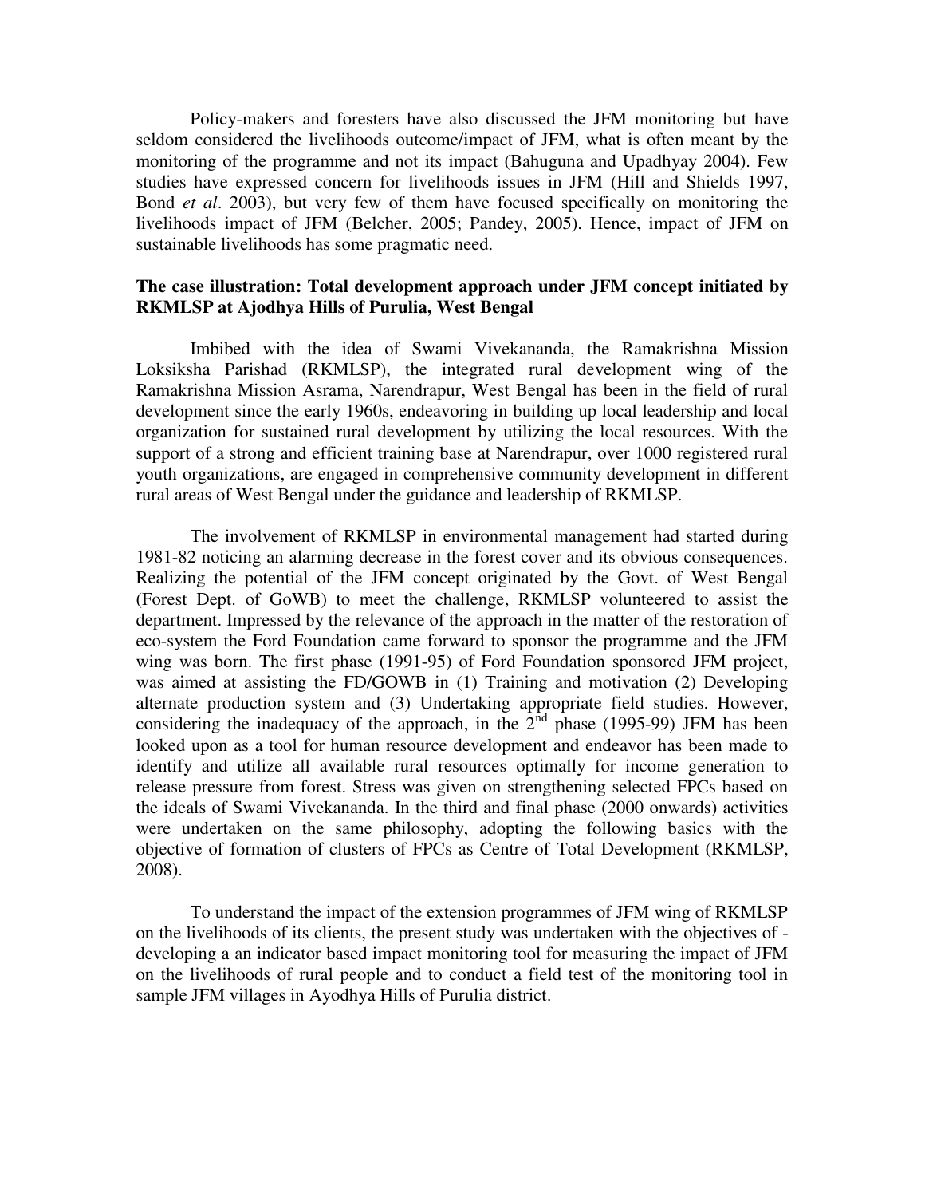Policy-makers and foresters have also discussed the JFM monitoring but have seldom considered the livelihoods outcome/impact of JFM, what is often meant by the monitoring of the programme and not its impact (Bahuguna and Upadhyay 2004). Few studies have expressed concern for livelihoods issues in JFM (Hill and Shields 1997, Bond *et al*. 2003), but very few of them have focused specifically on monitoring the livelihoods impact of JFM (Belcher, 2005; Pandey, 2005). Hence, impact of JFM on sustainable livelihoods has some pragmatic need.

**The case illustration: Total development approach under JFM concept initiated by RKMLSP at Ajodhya Hills of Purulia, West Bengal**

Imbibed with the idea of Swami Vivekananda, the Ramakrishna Mission Loksiksha Parishad (RKMLSP), the integrated rural development wing of the Ramakrishna Mission Asrama, Narendrapur, West Bengal has been in the field of rural development since the early 1960s, endeavoring in building up local leadership and local organization for sustained rural development by utilizing the local resources. With the support of a strong and efficient training base at Narendrapur, over 1000 registered rural youth organizations, are engaged in comprehensive community development in different rural areas of West Bengal under the guidance and leadership of RKMLSP.

The involvement of RKMLSP in environmental management had started during 1981-82 noticing an alarming decrease in the forest cover and its obvious consequences. Realizing the potential of the JFM concept originated by the Govt. of West Bengal (Forest Dept. of GoWB) to meet the challenge, RKMLSP volunteered to assist the department. Impressed by the relevance of the approach in the matter of the restoration of eco-system the Ford Foundation came forward to sponsor the programme and the JFM wing was born. The first phase (1991-95) of Ford Foundation sponsored JFM project, was aimed at assisting the FD/GOWB in (1) Training and motivation (2) Developing alternate production system and (3) Undertaking appropriate field studies. However, considering the inadequacy of the approach, in the 2nd phase (1995-99) JFM has been looked upon as a tool for human resource development and endeavor has been made to identify and utilize all available rural resources optimally for income generation to release pressure from forest. Stress was given on strengthening selected FPCs based on the ideals of Swami Vivekananda. In the third and final phase (2000 onwards) activities were undertaken on the same philosophy, adopting the following basics with the objective of formation of clusters of FPCs as Centre of Total Development (RKMLSP, 2008).

To understand the impact of the extension programmes of JFM wing of RKMLSP on the livelihoods of its clients, the present study was undertaken with the objectives of - developing a an indicator based impact monitoring tool for measuring the impact of JFM on the livelihoods of rural people and to conduct a field test of the monitoring tool in sample JFM villages in Ayodhya Hills of Purulia district.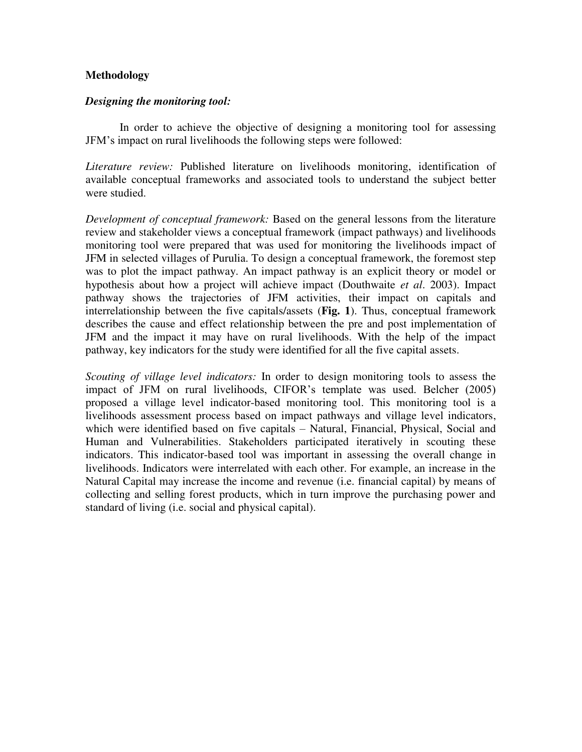**Methodology**

***Designing the monitoring tool:***

In order to achieve the objective of designing a monitoring tool for assessing JFM's impact on rural livelihoods the following steps were followed:

*Literature review:* Published literature on livelihoods monitoring, identification of available conceptual frameworks and associated tools to understand the subject better were studied.

*Development of conceptual framework:* Based on the general lessons from the literature review and stakeholder views a conceptual framework (impact pathways) and livelihoods monitoring tool were prepared that was used for monitoring the livelihoods impact of JFM in selected villages of Purulia. To design a conceptual framework, the foremost step was to plot the impact pathway. An impact pathway is an explicit theory or model or hypothesis about how a project will achieve impact (Douthwaite *et al*. 2003). Impact pathway shows the trajectories of JFM activities, their impact on capitals and interrelationship between the five capitals/assets (**Fig. 1**). Thus, conceptual framework describes the cause and effect relationship between the pre and post implementation of JFM and the impact it may have on rural livelihoods. With the help of the impact pathway, key indicators for the study were identified for all the five capital assets.

*Scouting of village level indicators:* In order to design monitoring tools to assess the impact of JFM on rural livelihoods, CIFOR's template was used. Belcher (2005) proposed a village level indicator-based monitoring tool. This monitoring tool is a livelihoods assessment process based on impact pathways and village level indicators, which were identified based on five capitals – Natural, Financial, Physical, Social and Human and Vulnerabilities. Stakeholders participated iteratively in scouting these indicators. This indicator-based tool was important in assessing the overall change in livelihoods. Indicators were interrelated with each other. For example, an increase in the Natural Capital may increase the income and revenue (i.e. financial capital) by means of collecting and selling forest products, which in turn improve the purchasing power and standard of living (i.e. social and physical capital).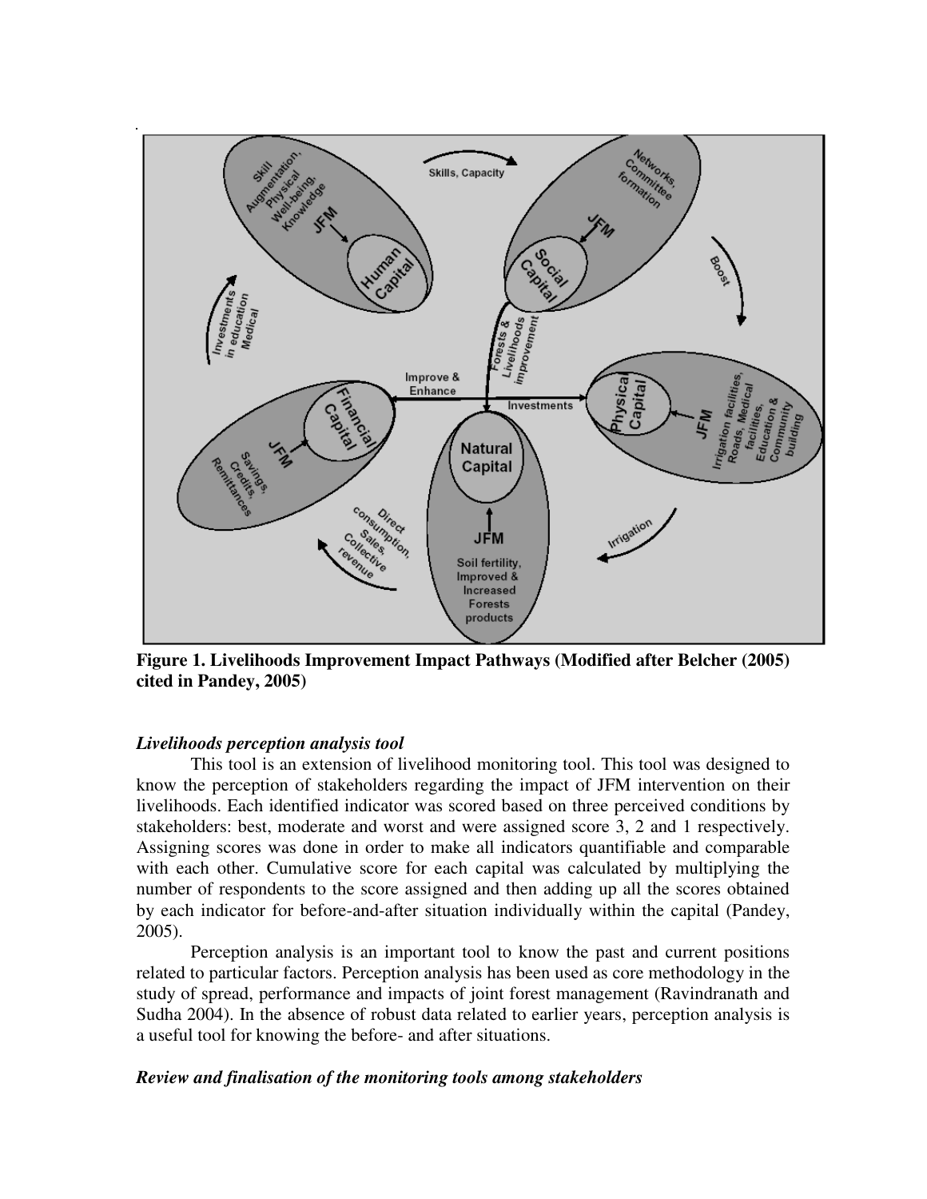**Figure 1. Livelihoods Improvement Impact Pathways (Modified after Belcher (2005) cited in Pandey, 2005)**

### *Livelihoods perception analysis tool*

This tool is an extension of livelihood monitoring tool. This tool was designed to know the perception of stakeholders regarding the impact of JFM intervention on their livelihoods. Each identified indicator was scored based on three perceived conditions by stakeholders: best, moderate and worst and were assigned score 3, 2 and 1 respectively. Assigning scores was done in order to make all indicators quantifiable and comparable with each other. Cumulative score for each capital was calculated by multiplying the number of respondents to the score assigned and then adding up all the scores obtained by each indicator for before-and-after situation individually within the capital (Pandey, 2005).

Perception analysis is an important tool to know the past and current positions related to particular factors. Perception analysis has been used as core methodology in the study of spread, performance and impacts of joint forest management (Ravindranath and Sudha 2004). In the absence of robust data related to earlier years, perception analysis is a useful tool for knowing the before- and after situations.

### *Review and finalisation of the monitoring tools among stakeholders*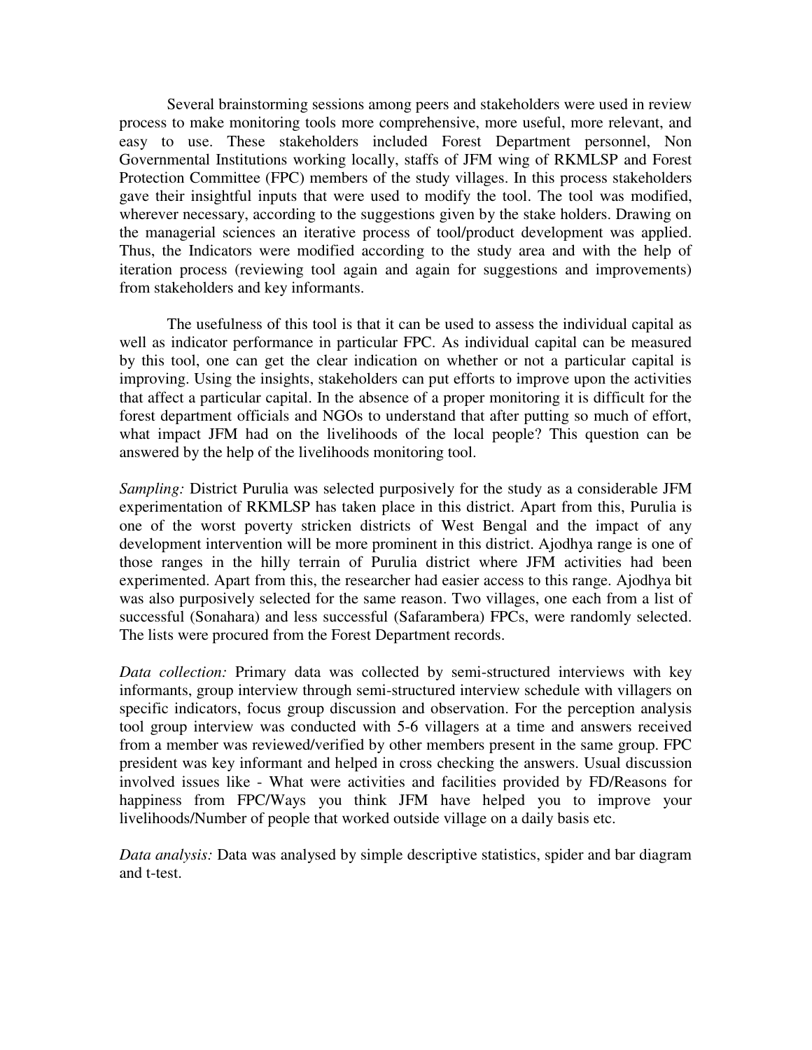Several brainstorming sessions among peers and stakeholders were used in review process to make monitoring tools more comprehensive, more useful, more relevant, and easy to use. These stakeholders included Forest Department personnel, Non Governmental Institutions working locally, staffs of JFM wing of RKMLSP and Forest Protection Committee (FPC) members of the study villages. In this process stakeholders gave their insightful inputs that were used to modify the tool. The tool was modified, wherever necessary, according to the suggestions given by the stake holders. Drawing on the managerial sciences an iterative process of tool/product development was applied. Thus, the Indicators were modified according to the study area and with the help of iteration process (reviewing tool again and again for suggestions and improvements) from stakeholders and key informants.

The usefulness of this tool is that it can be used to assess the individual capital as well as indicator performance in particular FPC. As individual capital can be measured by this tool, one can get the clear indication on whether or not a particular capital is improving. Using the insights, stakeholders can put efforts to improve upon the activities that affect a particular capital. In the absence of a proper monitoring it is difficult for the forest department officials and NGOs to understand that after putting so much of effort, what impact JFM had on the livelihoods of the local people? This question can be answered by the help of the livelihoods monitoring tool.

*Sampling:* District Purulia was selected purposively for the study as a considerable JFM experimentation of RKMLSP has taken place in this district. Apart from this, Purulia is one of the worst poverty stricken districts of West Bengal and the impact of any development intervention will be more prominent in this district. Ajodhya range is one of those ranges in the hilly terrain of Purulia district where JFM activities had been experimented. Apart from this, the researcher had easier access to this range. Ajodhya bit was also purposively selected for the same reason. Two villages, one each from a list of successful (Sonahara) and less successful (Safarambera) FPCs, were randomly selected. The lists were procured from the Forest Department records.

*Data collection:* Primary data was collected by semi-structured interviews with key informants, group interview through semi-structured interview schedule with villagers on specific indicators, focus group discussion and observation. For the perception analysis tool group interview was conducted with 5-6 villagers at a time and answers received from a member was reviewed/verified by other members present in the same group. FPC president was key informant and helped in cross checking the answers. Usual discussion involved issues like - What were activities and facilities provided by FD/Reasons for happiness from FPC/Ways you think JFM have helped you to improve your livelihoods/Number of people that worked outside village on a daily basis etc.

*Data analysis:* Data was analysed by simple descriptive statistics, spider and bar diagram and t-test.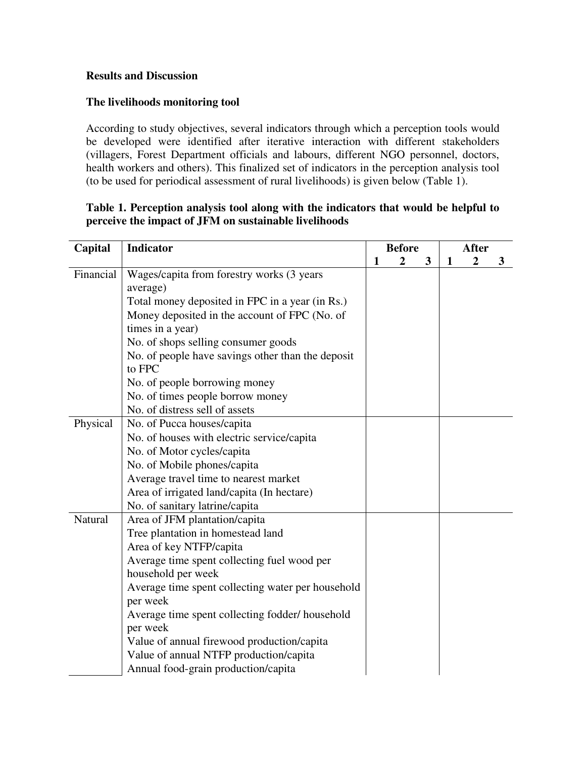## Results and Discussion

### The livelihoods monitoring tool

According to study objectives, several indicators through which a perception tools would be developed were identified after iterative interaction with different stakeholders (villagers, Forest Department officials and labours, different NGO personnel, doctors, health workers and others). This finalized set of indicators in the perception analysis tool (to be used for periodical assessment of rural livelihoods) is given below (Table 1).

**Table 1. Perception analysis tool along with the indicators that would be helpful to perceive the impact of JFM on sustainable livelihoods**

| Capital | Indicator | Before | | | After | | |
|---|---|---|---|---|---|---|---|
| | | 1 | 2 | 3 | 1 | 2 | 3 |
| Financial | Wages/capita from forestry works (3 years average) | | | | | | |
| | Total money deposited in FPC in a year (in Rs.) | | | | | | |
| | Money deposited in the account of FPC (No. of times in a year) | | | | | | |
| | No. of shops selling consumer goods | | | | | | |
| | No. of people have savings other than the deposit to FPC | | | | | | |
| | No. of people borrowing money | | | | | | |
| | No. of times people borrow money | | | | | | |
| | No. of distress sell of assets | | | | | | |
| Physical | No. of Pucca houses/capita | | | | | | |
| | No. of houses with electric service/capita | | | | | | |
| | No. of Motor cycles/capita | | | | | | |
| | No. of Mobile phones/capita | | | | | | |
| | Average travel time to nearest market | | | | | | |
| | Area of irrigated land/capita (In hectare) | | | | | | |
| | No. of sanitary latrine/capita | | | | | | |
| Natural | Area of JFM plantation/capita | | | | | | |
| | Tree plantation in homestead land | | | | | | |
| | Area of key NTFP/capita | | | | | | |
| | Average time spent collecting fuel wood per household per week | | | | | | |
| | Average time spent collecting water per household per week | | | | | | |
| | Average time spent collecting fodder/ household per week | | | | | | |
| | Value of annual firewood production/capita | | | | | | |
| | Value of annual NTFP production/capita | | | | | | |
| | Annual food-grain production/capita | | | | | | |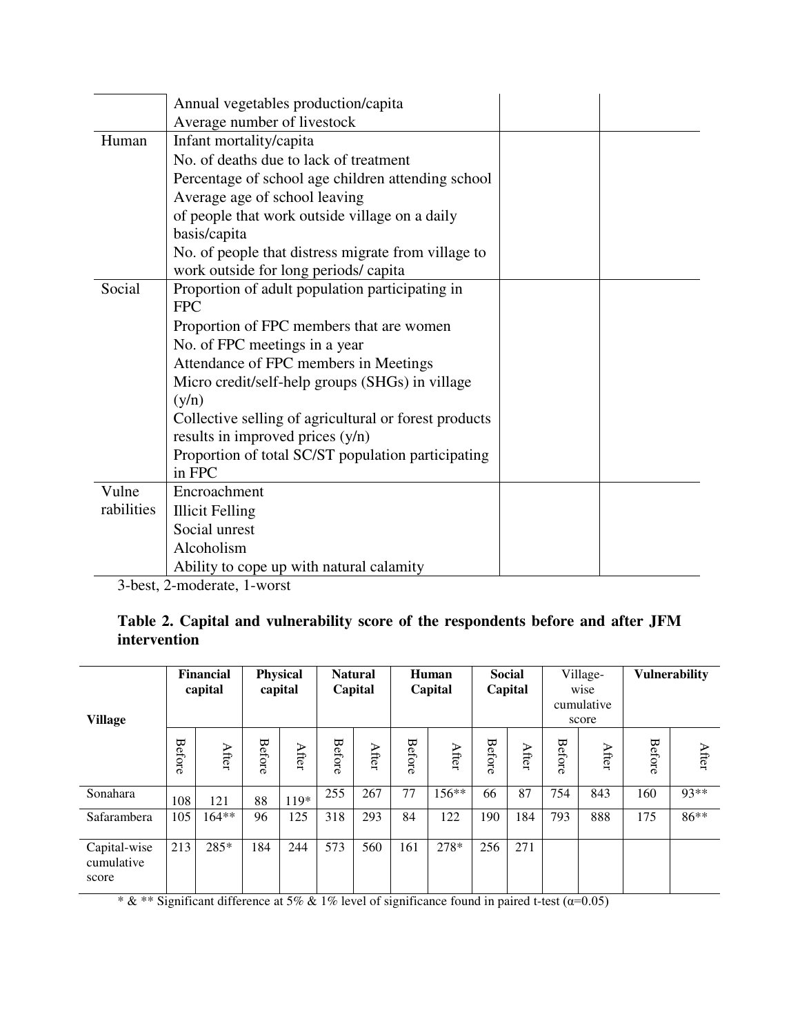| | | | |
|---|---|---|---|
| | Annual vegetables production/capita<br>Average number of livestock | | |
| Human | Infant mortality/capita<br>No. of deaths due to lack of treatment<br>Percentage of school age children attending school<br>Average age of school leaving<br>of people that work outside village on a daily basis/capita<br>No. of people that distress migrate from village to work outside for long periods/ capita | | |
| Social | Proportion of adult population participating in FPC<br>Proportion of FPC members that are women<br>No. of FPC meetings in a year<br>Attendance of FPC members in Meetings<br>Micro credit/self-help groups (SHGs) in village (y/n)<br>Collective selling of agricultural or forest products results in improved prices (y/n)<br>Proportion of total SC/ST population participating in FPC | | |
| Vulne rabilities | Encroachment<br>Illicit Felling<br>Social unrest<br>Alcoholism<br>Ability to cope up with natural calamity | | |

3-best, 2-moderate, 1-worst

**Table 2. Capital and vulnerability score of the respondents before and after JFM intervention**

| Village | Financial capital | | Physical capital | | Natural Capital | | Human Capital | | Social Capital | | Village-wise cumulative score | | Vulnerability | |
|---|---|---|---|---|---|---|---|---|---|---|---|---|---|---|
| | Before | After | Before | After | Before | After | Before | After | Before | After | Before | After | Before | After |
| Sonahara | 108 | 121 | 88 | 119* | 255 | 267 | 77 | 156** | 66 | 87 | 754 | 843 | 160 | 93** |
| Safarambera | 105 | 164** | 96 | 125 | 318 | 293 | 84 | 122 | 190 | 184 | 793 | 888 | 175 | 86** |
| Capital-wise cumulative score | 213 | 285* | 184 | 244 | 573 | 560 | 161 | 278* | 256 | 271 | | | | |

* & ** Significant difference at 5% & 1% level of significance found in paired t-test ($\alpha$=0.05)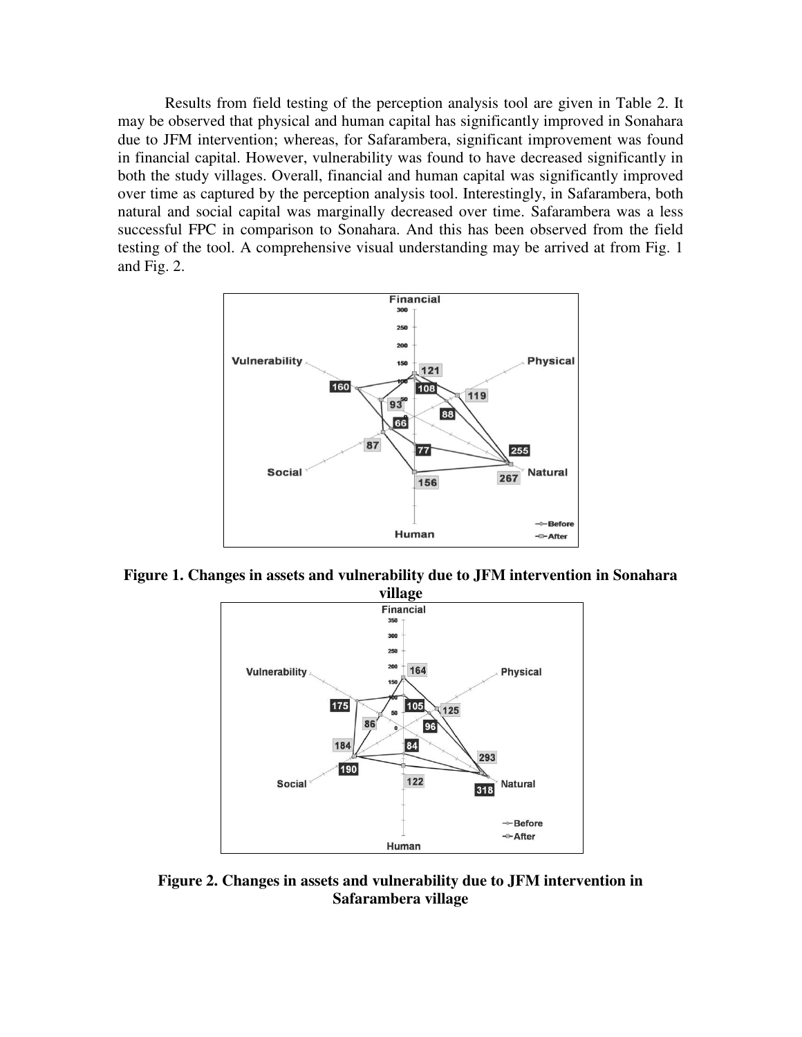Results from field testing of the perception analysis tool are given in Table 2. It may be observed that physical and human capital has significantly improved in Sonahara due to JFM intervention; whereas, for Safarambera, significant improvement was found in financial capital. However, vulnerability was found to have decreased significantly in both the study villages. Overall, financial and human capital was significantly improved over time as captured by the perception analysis tool. Interestingly, in Safarambera, both natural and social capital was marginally decreased over time. Safarambera was a less successful FPC in comparison to Sonahara. And this has been observed from the field testing of the tool. A comprehensive visual understanding may be arrived at from Fig. 1 and Fig. 2.

**Figure 1. Changes in assets and vulnerability due to JFM intervention in Sonahara village**

**Figure 2. Changes in assets and vulnerability due to JFM intervention in Safarambera village**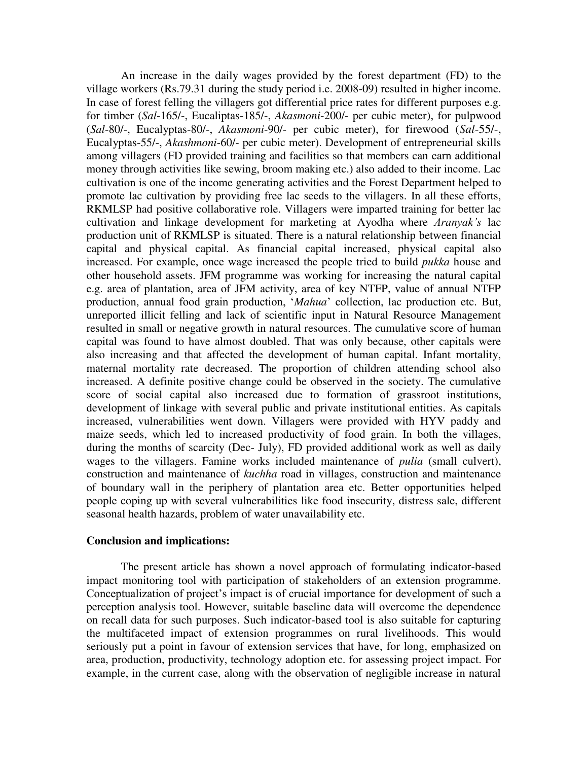An increase in the daily wages provided by the forest department (FD) to the village workers (Rs.79.31 during the study period i.e. 2008-09) resulted in higher income. In case of forest felling the villagers got differential price rates for different purposes e.g. for timber (*Sal*-165/-, Eucaliptas-185/-, *Akasmoni*-200/- per cubic meter), for pulpwood (*Sal*-80/-, Eucalyptas-80/-, *Akasmoni*-90/- per cubic meter), for firewood (*Sal*-55/-, Eucalyptas-55/-, *Akashmoni*-60/- per cubic meter). Development of entrepreneurial skills among villagers (FD provided training and facilities so that members can earn additional money through activities like sewing, broom making etc.) also added to their income. Lac cultivation is one of the income generating activities and the Forest Department helped to promote lac cultivation by providing free lac seeds to the villagers. In all these efforts, RKMLSP had positive collaborative role. Villagers were imparted training for better lac cultivation and linkage development for marketing at Ayodha where *Aranyak's* lac production unit of RKMLSP is situated. There is a natural relationship between financial capital and physical capital. As financial capital increased, physical capital also increased. For example, once wage increased the people tried to build *pukka* house and other household assets. JFM programme was working for increasing the natural capital e.g. area of plantation, area of JFM activity, area of key NTFP, value of annual NTFP production, annual food grain production, '*Mahua*' collection, lac production etc. But, unreported illicit felling and lack of scientific input in Natural Resource Management resulted in small or negative growth in natural resources. The cumulative score of human capital was found to have almost doubled. That was only because, other capitals were also increasing and that affected the development of human capital. Infant mortality, maternal mortality rate decreased. The proportion of children attending school also increased. A definite positive change could be observed in the society. The cumulative score of social capital also increased due to formation of grassroot institutions, development of linkage with several public and private institutional entities. As capitals increased, vulnerabilities went down. Villagers were provided with HYV paddy and maize seeds, which led to increased productivity of food grain. In both the villages, during the months of scarcity (Dec- July), FD provided additional work as well as daily wages to the villagers. Famine works included maintenance of *pulia* (small culvert), construction and maintenance of *kuchha* road in villages, construction and maintenance of boundary wall in the periphery of plantation area etc. Better opportunities helped people coping up with several vulnerabilities like food insecurity, distress sale, different seasonal health hazards, problem of water unavailability etc.

**Conclusion and implications:**

The present article has shown a novel approach of formulating indicator-based impact monitoring tool with participation of stakeholders of an extension programme. Conceptualization of project's impact is of crucial importance for development of such a perception analysis tool. However, suitable baseline data will overcome the dependence on recall data for such purposes. Such indicator-based tool is also suitable for capturing the multifaceted impact of extension programmes on rural livelihoods. This would seriously put a point in favour of extension services that have, for long, emphasized on area, production, productivity, technology adoption etc. for assessing project impact. For example, in the current case, along with the observation of negligible increase in natural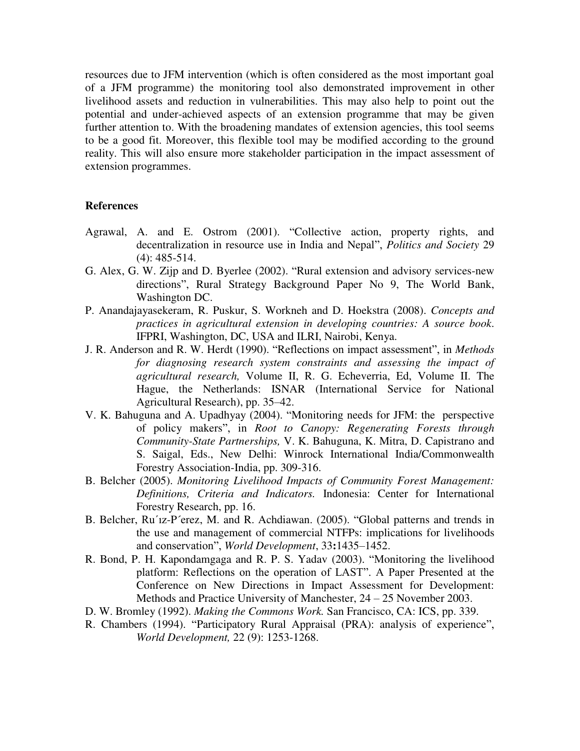resources due to JFM intervention (which is often considered as the most important goal of a JFM programme) the monitoring tool also demonstrated improvement in other livelihood assets and reduction in vulnerabilities. This may also help to point out the potential and under-achieved aspects of an extension programme that may be given further attention to. With the broadening mandates of extension agencies, this tool seems to be a good fit. Moreover, this flexible tool may be modified according to the ground reality. This will also ensure more stakeholder participation in the impact assessment of extension programmes.

## References

Agrawal, A. and E. Ostrom (2001). "Collective action, property rights, and decentralization in resource use in India and Nepal", *Politics and Society* 29 (4): 485-514.

G. Alex, G. W. Zijp and D. Byerlee (2002). "Rural extension and advisory services-new directions", Rural Strategy Background Paper No 9, The World Bank, Washington DC.

P. Anandajayasekeram, R. Puskur, S. Workneh and D. Hoekstra (2008). *Concepts and practices in agricultural extension in developing countries: A source book*. IFPRI, Washington, DC, USA and ILRI, Nairobi, Kenya.

J. R. Anderson and R. W. Herdt (1990). "Reflections on impact assessment", in *Methods for diagnosing research system constraints and assessing the impact of agricultural research,* Volume II, R. G. Echeverria, Ed, Volume II. The Hague, the Netherlands: ISNAR (International Service for National Agricultural Research), pp. 35–42.

V. K. Bahuguna and A. Upadhyay (2004). "Monitoring needs for JFM: the perspective of policy makers", in *Root to Canopy: Regenerating Forests through Community-State Partnerships,* V. K. Bahuguna, K. Mitra, D. Capistrano and S. Saigal, Eds., New Delhi: Winrock International India/Commonwealth Forestry Association-India, pp. 309-316.

B. Belcher (2005). *Monitoring Livelihood Impacts of Community Forest Management: Definitions, Criteria and Indicators.* Indonesia: Center for International Forestry Research, pp. 16.

B. Belcher, Ru´ız-P´erez, M. and R. Achdiawan. (2005). "Global patterns and trends in the use and management of commercial NTFPs: implications for livelihoods and conservation", *World Development*, 33**:**1435–1452.

R. Bond, P. H. Kapondamgaga and R. P. S. Yadav (2003). "Monitoring the livelihood platform: Reflections on the operation of LAST". A Paper Presented at the Conference on New Directions in Impact Assessment for Development: Methods and Practice University of Manchester, 24 – 25 November 2003.

D. W. Bromley (1992). *Making the Commons Work.* San Francisco, CA: ICS, pp. 339.

R. Chambers (1994). "Participatory Rural Appraisal (PRA): analysis of experience", *World Development,* 22 (9): 1253-1268.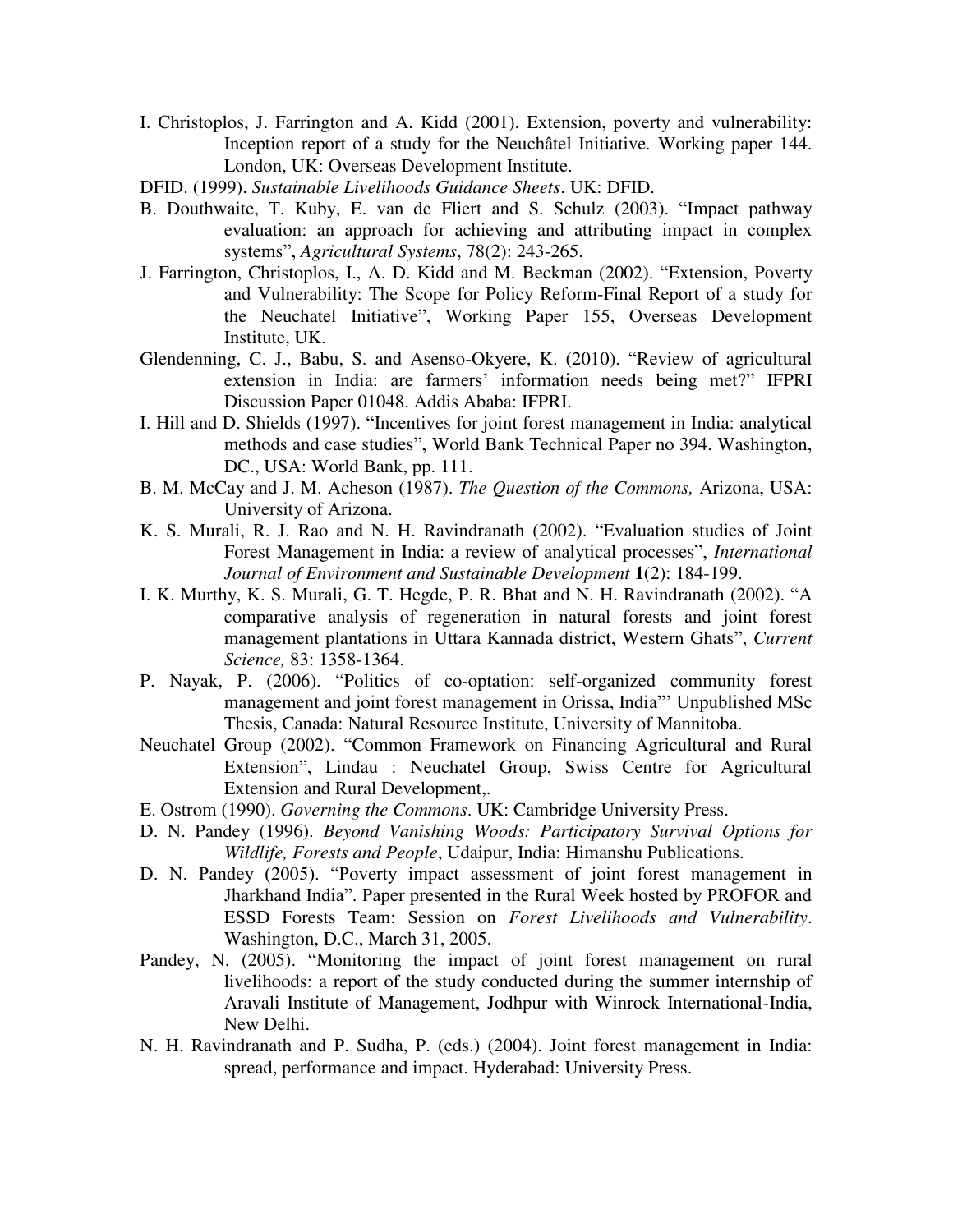I. Christoplos, J. Farrington and A. Kidd (2001). Extension, poverty and vulnerability: Inception report of a study for the Neuchâtel Initiative. Working paper 144. London, UK: Overseas Development Institute.

DFID. (1999). *Sustainable Livelihoods Guidance Sheets*. UK: DFID.

B. Douthwaite, T. Kuby, E. van de Fliert and S. Schulz (2003). "Impact pathway evaluation: an approach for achieving and attributing impact in complex systems", *Agricultural Systems*, 78(2): 243-265.

J. Farrington, Christoplos, I., A. D. Kidd and M. Beckman (2002). "Extension, Poverty and Vulnerability: The Scope for Policy Reform-Final Report of a study for the Neuchatel Initiative", Working Paper 155, Overseas Development Institute, UK.

Glendenning, C. J., Babu, S. and Asenso-Okyere, K. (2010). "Review of agricultural extension in India: are farmers' information needs being met?" IFPRI Discussion Paper 01048. Addis Ababa: IFPRI.

I. Hill and D. Shields (1997). "Incentives for joint forest management in India: analytical methods and case studies", World Bank Technical Paper no 394. Washington, DC., USA: World Bank, pp. 111.

B. M. McCay and J. M. Acheson (1987). *The Question of the Commons,* Arizona, USA: University of Arizona.

K. S. Murali, R. J. Rao and N. H. Ravindranath (2002). "Evaluation studies of Joint Forest Management in India: a review of analytical processes", *International Journal of Environment and Sustainable Development* **1**(2): 184-199.

I. K. Murthy, K. S. Murali, G. T. Hegde, P. R. Bhat and N. H. Ravindranath (2002). "A comparative analysis of regeneration in natural forests and joint forest management plantations in Uttara Kannada district, Western Ghats", *Current Science,* 83: 1358-1364.

P. Nayak, P. (2006). "Politics of co-optation: self-organized community forest management and joint forest management in Orissa, India"' Unpublished MSc Thesis, Canada: Natural Resource Institute, University of Mannitoba.

Neuchatel Group (2002). "Common Framework on Financing Agricultural and Rural Extension", Lindau : Neuchatel Group, Swiss Centre for Agricultural Extension and Rural Development,.

E. Ostrom (1990). *Governing the Commons*. UK: Cambridge University Press.

D. N. Pandey (1996). *Beyond Vanishing Woods: Participatory Survival Options for Wildlife, Forests and People*, Udaipur, India: Himanshu Publications.

D. N. Pandey (2005). "Poverty impact assessment of joint forest management in Jharkhand India". Paper presented in the Rural Week hosted by PROFOR and ESSD Forests Team: Session on *Forest Livelihoods and Vulnerability*. Washington, D.C., March 31, 2005.

Pandey, N. (2005). "Monitoring the impact of joint forest management on rural livelihoods: a report of the study conducted during the summer internship of Aravali Institute of Management, Jodhpur with Winrock International-India, New Delhi.

N. H. Ravindranath and P. Sudha, P. (eds.) (2004). Joint forest management in India: spread, performance and impact. Hyderabad: University Press.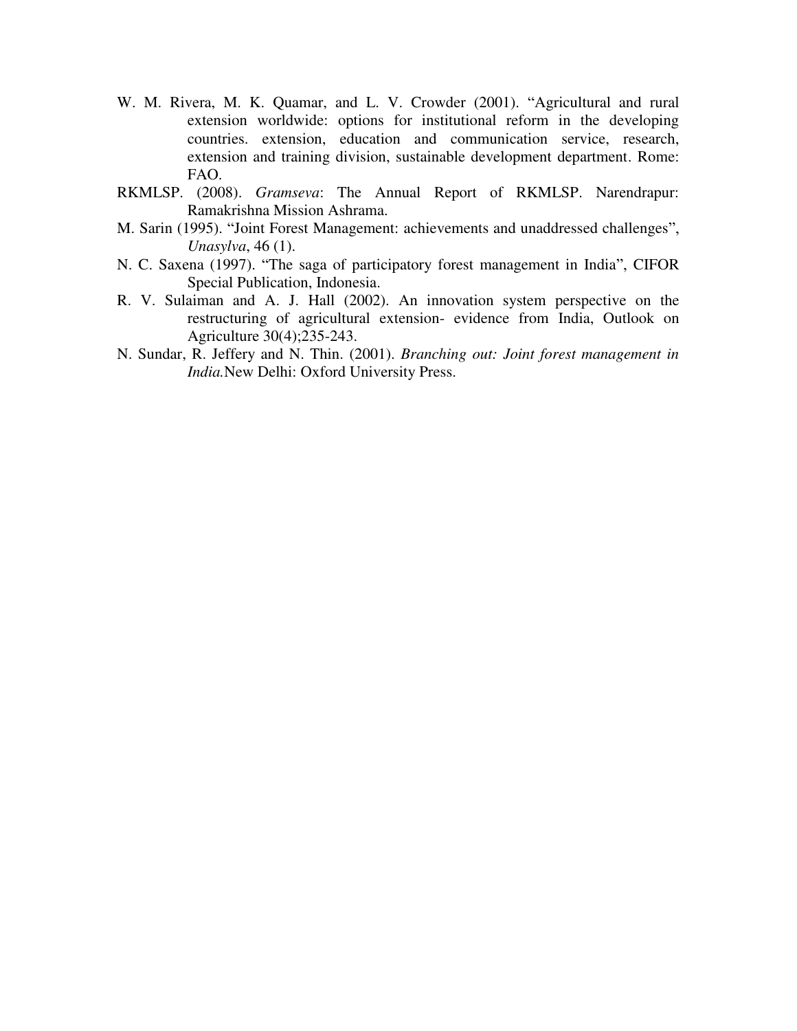W. M. Rivera, M. K. Quamar, and L. V. Crowder (2001). "Agricultural and rural extension worldwide: options for institutional reform in the developing countries. extension, education and communication service, research, extension and training division, sustainable development department. Rome: FAO.

RKMLSP. (2008). *Gramseva*: The Annual Report of RKMLSP. Narendrapur: Ramakrishna Mission Ashrama.

M. Sarin (1995). "Joint Forest Management: achievements and unaddressed challenges", *Unasylva*, 46 (1).

N. C. Saxena (1997). "The saga of participatory forest management in India", CIFOR Special Publication, Indonesia.

R. V. Sulaiman and A. J. Hall (2002). An innovation system perspective on the restructuring of agricultural extension- evidence from India, Outlook on Agriculture 30(4);235-243.

N. Sundar, R. Jeffery and N. Thin. (2001). *Branching out: Joint forest management in India.*New Delhi: Oxford University Press.